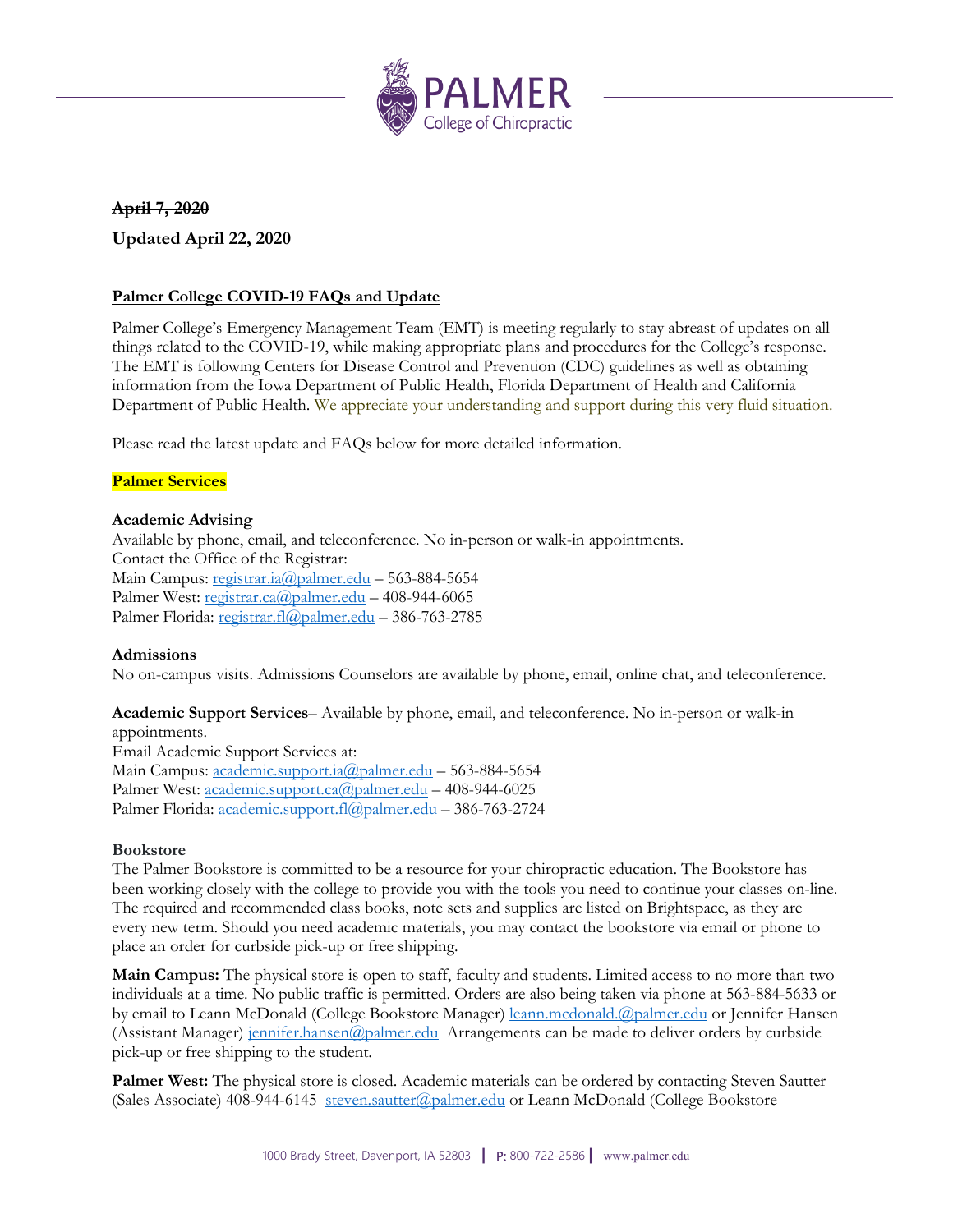~~**April 7, 2020**~~

**Updated April 22, 2020**

## Palmer College COVID-19 FAQs and Update

Palmer College's Emergency Management Team (EMT) is meeting regularly to stay abreast of updates on all things related to the COVID-19, while making appropriate plans and procedures for the College's response. The EMT is following Centers for Disease Control and Prevention (CDC) guidelines as well as obtaining information from the Iowa Department of Public Health, Florida Department of Health and California Department of Public Health. We appreciate your understanding and support during this very fluid situation.

Please read the latest update and FAQs below for more detailed information.

### Palmer Services

**Academic Advising**

Available by phone, email, and teleconference. No in-person or walk-in appointments.
Contact the Office of the Registrar:
Main Campus: registrar.ia@palmer.edu – 563-884-5654
Palmer West: registrar.ca@palmer.edu – 408-944-6065
Palmer Florida: registrar.fl@palmer.edu – 386-763-2785

**Admissions**

No on-campus visits. Admissions Counselors are available by phone, email, online chat, and teleconference.

**Academic Support Services**– Available by phone, email, and teleconference. No in-person or walk-in appointments.
Email Academic Support Services at:
Main Campus: academic.support.ia@palmer.edu – 563-884-5654
Palmer West: academic.support.ca@palmer.edu – 408-944-6025
Palmer Florida: academic.support.fl@palmer.edu – 386-763-2724

**Bookstore**

The Palmer Bookstore is committed to be a resource for your chiropractic education. The Bookstore has been working closely with the college to provide you with the tools you need to continue your classes on-line. The required and recommended class books, note sets and supplies are listed on Brightspace, as they are every new term. Should you need academic materials, you may contact the bookstore via email or phone to place an order for curbside pick-up or free shipping.

**Main Campus:** The physical store is open to staff, faculty and students. Limited access to no more than two individuals at a time. No public traffic is permitted. Orders are also being taken via phone at 563-884-5633 or by email to Leann McDonald (College Bookstore Manager) leann.mcdonald.@palmer.edu or Jennifer Hansen (Assistant Manager) jennifer.hansen@palmer.edu Arrangements can be made to deliver orders by curbside pick-up or free shipping to the student.

**Palmer West:** The physical store is closed. Academic materials can be ordered by contacting Steven Sautter (Sales Associate) 408-944-6145 steven.sautter@palmer.edu or Leann McDonald (College Bookstore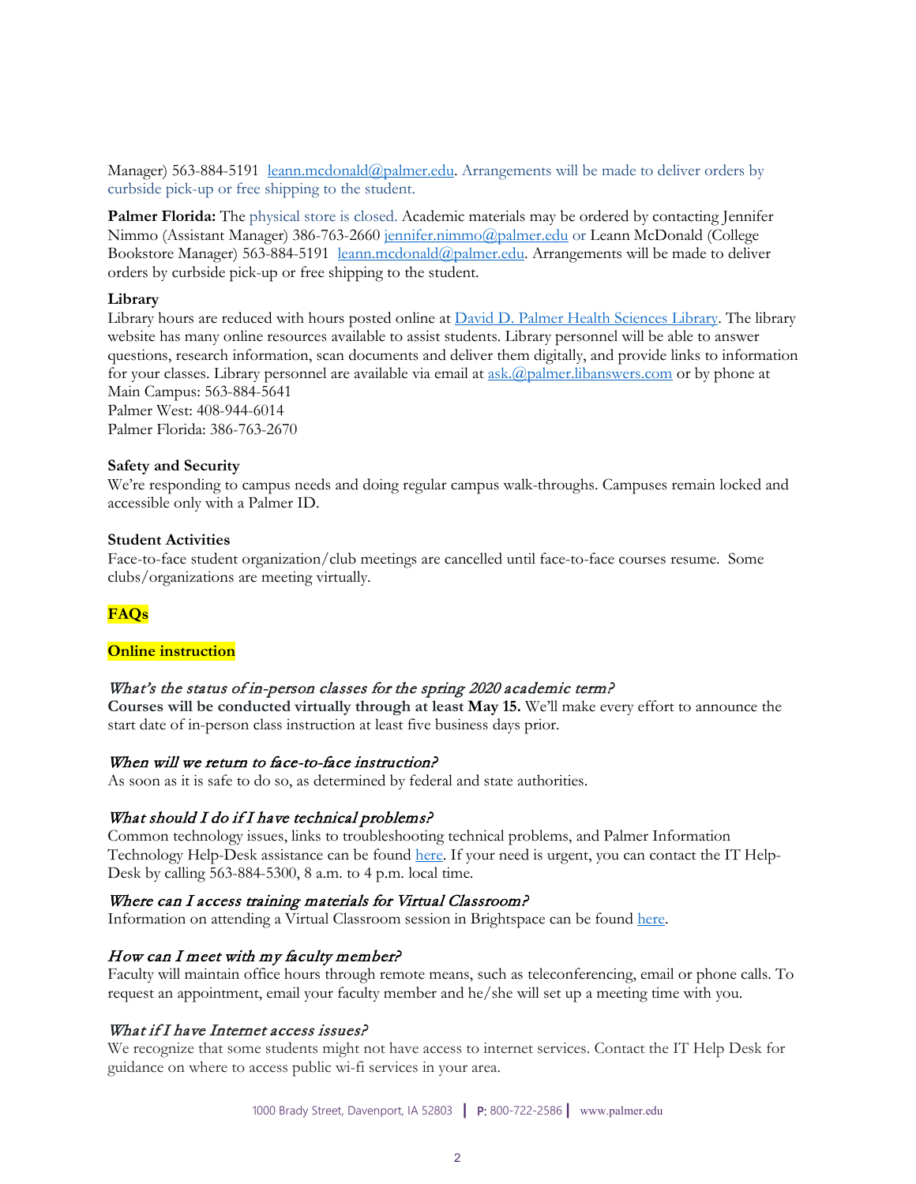Manager) 563-884-5191 leann.mcdonald@palmer.edu. Arrangements will be made to deliver orders by curbside pick-up or free shipping to the student.

**Palmer Florida:** The physical store is closed. Academic materials may be ordered by contacting Jennifer Nimmo (Assistant Manager) 386-763-2660 jennifer.nimmo@palmer.edu or Leann McDonald (College Bookstore Manager) 563-884-5191 leann.mcdonald@palmer.edu. Arrangements will be made to deliver orders by curbside pick-up or free shipping to the student.

**Library**

Library hours are reduced with hours posted online at David D. Palmer Health Sciences Library. The library website has many online resources available to assist students. Library personnel will be able to answer questions, research information, scan documents and deliver them digitally, and provide links to information for your classes. Library personnel are available via email at ask.@palmer.libanswers.com or by phone at
Main Campus: 563-884-5641
Palmer West: 408-944-6014
Palmer Florida: 386-763-2670

**Safety and Security**

We're responding to campus needs and doing regular campus walk-throughs. Campuses remain locked and accessible only with a Palmer ID.

**Student Activities**

Face-to-face student organization/club meetings are cancelled until face-to-face courses resume. Some clubs/organizations are meeting virtually.

## FAQs

### Online instruction

*What's the status of in-person classes for the spring 2020 academic term?*

**Courses will be conducted virtually through at least May 15.** We'll make every effort to announce the start date of in-person class instruction at least five business days prior.

*When will we return to face-to-face instruction?*

As soon as it is safe to do so, as determined by federal and state authorities.

*What should I do if I have technical problems?*

Common technology issues, links to troubleshooting technical problems, and Palmer Information Technology Help-Desk assistance can be found here. If your need is urgent, you can contact the IT Help-Desk by calling 563-884-5300, 8 a.m. to 4 p.m. local time.

*Where can I access training materials for Virtual Classroom?*

Information on attending a Virtual Classroom session in Brightspace can be found here.

*How can I meet with my faculty member?*

Faculty will maintain office hours through remote means, such as teleconferencing, email or phone calls. To request an appointment, email your faculty member and he/she will set up a meeting time with you.

*What if I have Internet access issues?*

We recognize that some students might not have access to internet services. Contact the IT Help Desk for guidance on where to access public wi-fi services in your area.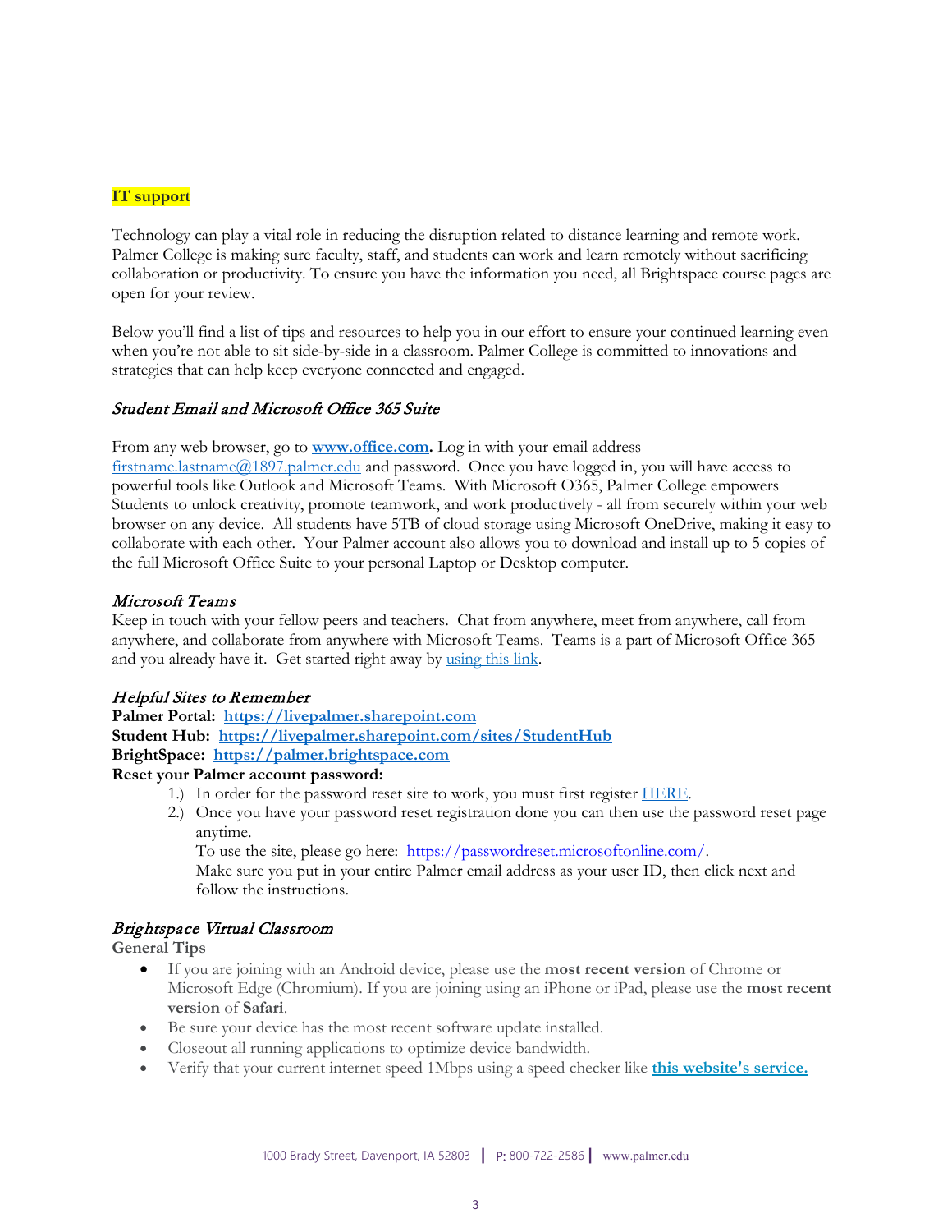**IT support**

Technology can play a vital role in reducing the disruption related to distance learning and remote work. Palmer College is making sure faculty, staff, and students can work and learn remotely without sacrificing collaboration or productivity. To ensure you have the information you need, all Brightspace course pages are open for your review.

Below you'll find a list of tips and resources to help you in our effort to ensure your continued learning even when you're not able to sit side-by-side in a classroom. Palmer College is committed to innovations and strategies that can help keep everyone connected and engaged.

### *Student Email and Microsoft Office 365 Suite*

From any web browser, go to **www.office.com.** Log in with your email address firstname.lastname@1897.palmer.edu and password. Once you have logged in, you will have access to powerful tools like Outlook and Microsoft Teams. With Microsoft O365, Palmer College empowers Students to unlock creativity, promote teamwork, and work productively - all from securely within your web browser on any device. All students have 5TB of cloud storage using Microsoft OneDrive, making it easy to collaborate with each other. Your Palmer account also allows you to download and install up to 5 copies of the full Microsoft Office Suite to your personal Laptop or Desktop computer.

### *Microsoft Teams*

Keep in touch with your fellow peers and teachers. Chat from anywhere, meet from anywhere, call from anywhere, and collaborate from anywhere with Microsoft Teams. Teams is a part of Microsoft Office 365 and you already have it. Get started right away by using this link.

### *Helpful Sites to Remember*

**Palmer Portal: https://livepalmer.sharepoint.com**
**Student Hub: https://livepalmer.sharepoint.com/sites/StudentHub**
**BrightSpace: https://palmer.brightspace.com**
**Reset your Palmer account password:**

1.) In order for the password reset site to work, you must first register HERE.
2.) Once you have your password reset registration done you can then use the password reset page anytime.
To use the site, please go here: https://passwordreset.microsoftonline.com/.
Make sure you put in your entire Palmer email address as your user ID, then click next and follow the instructions.

### *Brightspace Virtual Classroom*

**General Tips**

- If you are joining with an Android device, please use the **most recent version** of Chrome or Microsoft Edge (Chromium). If you are joining using an iPhone or iPad, please use the **most recent version** of **Safari**.
- Be sure your device has the most recent software update installed.
- Closeout all running applications to optimize device bandwidth.
- Verify that your current internet speed 1Mbps using a speed checker like **this website's service.**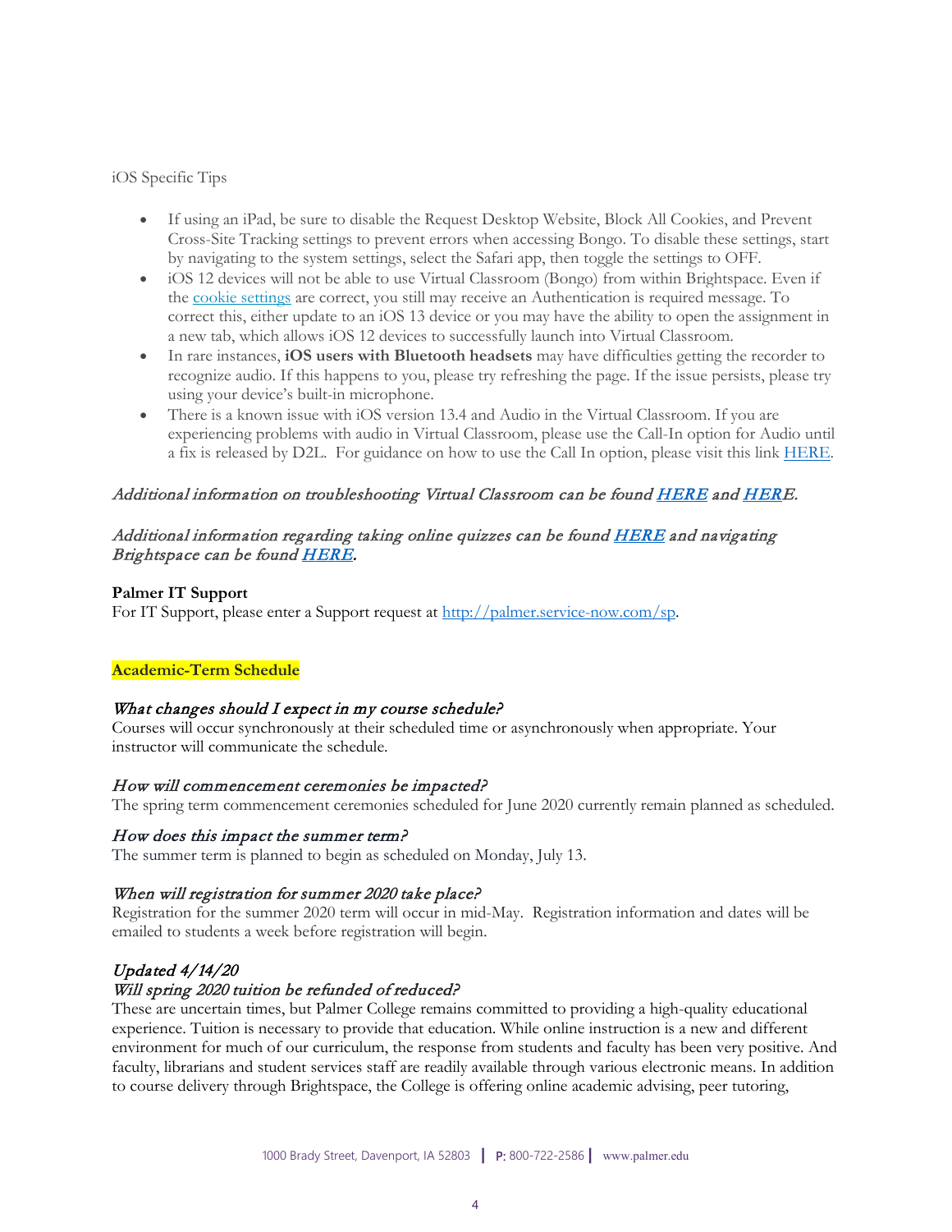iOS Specific Tips

- If using an iPad, be sure to disable the Request Desktop Website, Block All Cookies, and Prevent Cross-Site Tracking settings to prevent errors when accessing Bongo. To disable these settings, start by navigating to the system settings, select the Safari app, then toggle the settings to OFF.
- iOS 12 devices will not be able to use Virtual Classroom (Bongo) from within Brightspace. Even if the cookie settings are correct, you still may receive an Authentication is required message. To correct this, either update to an iOS 13 device or you may have the ability to open the assignment in a new tab, which allows iOS 12 devices to successfully launch into Virtual Classroom.
- In rare instances, **iOS users with Bluetooth headsets** may have difficulties getting the recorder to recognize audio. If this happens to you, please try refreshing the page. If the issue persists, please try using your device's built-in microphone.
- There is a known issue with iOS version 13.4 and Audio in the Virtual Classroom. If you are experiencing problems with audio in Virtual Classroom, please use the Call-In option for Audio until a fix is released by D2L. For guidance on how to use the Call In option, please visit this link HERE.

*Additional information on troubleshooting Virtual Classroom can be found **HERE** and **HERE**.*

*Additional information regarding taking online quizzes can be found **HERE** and navigating Brightspace can be found **HERE**.*

**Palmer IT Support**
For IT Support, please enter a Support request at http://palmer.service-now.com/sp.

## Academic-Term Schedule

*What changes should I expect in my course schedule?*
Courses will occur synchronously at their scheduled time or asynchronously when appropriate. Your instructor will communicate the schedule.

*How will commencement ceremonies be impacted?*
The spring term commencement ceremonies scheduled for June 2020 currently remain planned as scheduled.

*How does this impact the summer term?*
The summer term is planned to begin as scheduled on Monday, July 13.

*When will registration for summer 2020 take place?*
Registration for the summer 2020 term will occur in mid-May. Registration information and dates will be emailed to students a week before registration will begin.

*Updated 4/14/20*
*Will spring 2020 tuition be refunded of reduced?*
These are uncertain times, but Palmer College remains committed to providing a high-quality educational experience. Tuition is necessary to provide that education. While online instruction is a new and different environment for much of our curriculum, the response from students and faculty has been very positive. And faculty, librarians and student services staff are readily available through various electronic means. In addition to course delivery through Brightspace, the College is offering online academic advising, peer tutoring,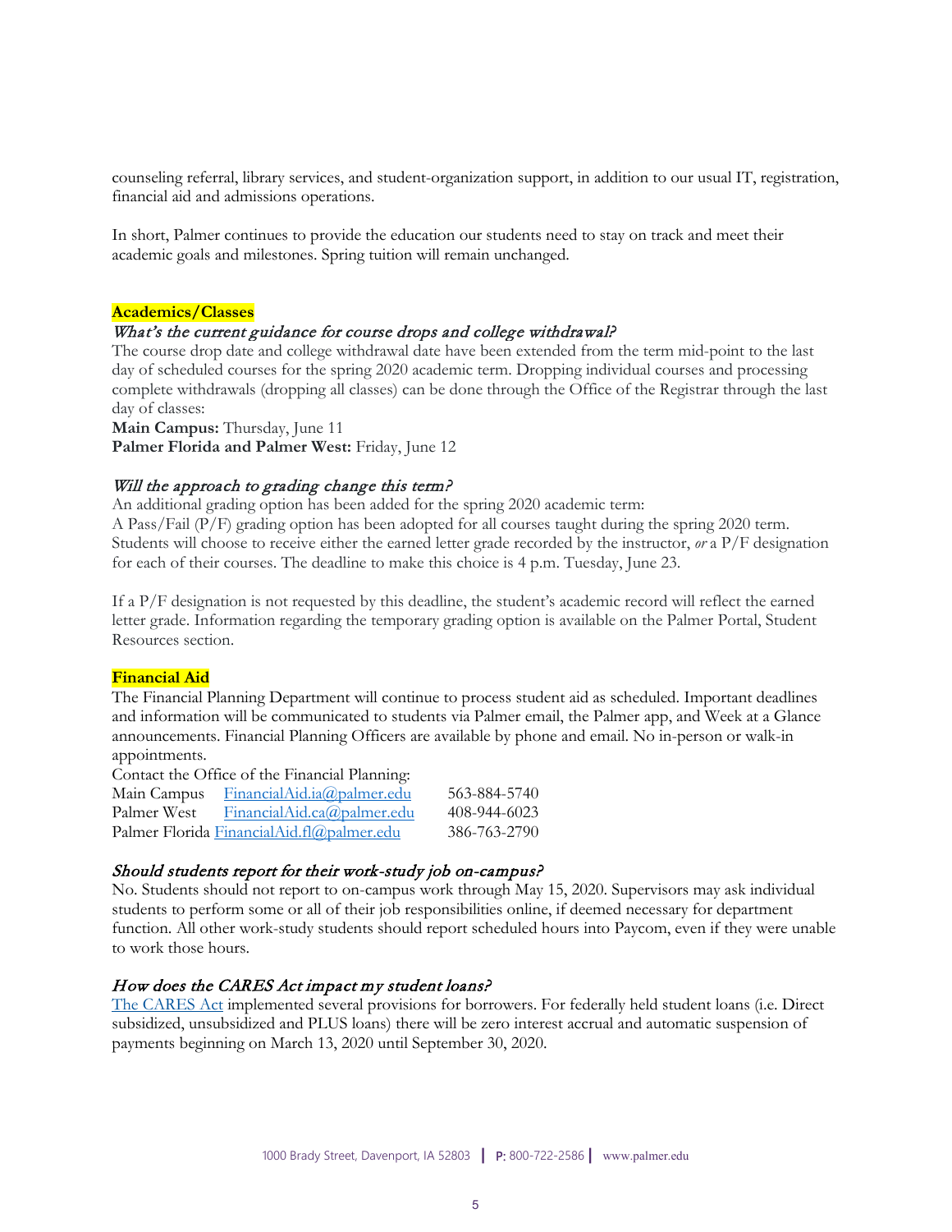counseling referral, library services, and student-organization support, in addition to our usual IT, registration, financial aid and admissions operations.

In short, Palmer continues to provide the education our students need to stay on track and meet their academic goals and milestones. Spring tuition will remain unchanged.

## Academics/Classes

### *What's the current guidance for course drops and college withdrawal?*

The course drop date and college withdrawal date have been extended from the term mid-point to the last day of scheduled courses for the spring 2020 academic term. Dropping individual courses and processing complete withdrawals (dropping all classes) can be done through the Office of the Registrar through the last day of classes:

**Main Campus:** Thursday, June 11
**Palmer Florida and Palmer West:** Friday, June 12

### *Will the approach to grading change this term?*

An additional grading option has been added for the spring 2020 academic term:
A Pass/Fail (P/F) grading option has been adopted for all courses taught during the spring 2020 term. Students will choose to receive either the earned letter grade recorded by the instructor, *or* a P/F designation for each of their courses. The deadline to make this choice is 4 p.m. Tuesday, June 23.

If a P/F designation is not requested by this deadline, the student's academic record will reflect the earned letter grade. Information regarding the temporary grading option is available on the Palmer Portal, Student Resources section.

## Financial Aid

The Financial Planning Department will continue to process student aid as scheduled. Important deadlines and information will be communicated to students via Palmer email, the Palmer app, and Week at a Glance announcements. Financial Planning Officers are available by phone and email. No in-person or walk-in appointments.

Contact the Office of the Financial Planning:

| | | |
|---|---|---|
| Main Campus | FinancialAid.ia@palmer.edu | 563-884-5740 |
| Palmer West | FinancialAid.ca@palmer.edu | 408-944-6023 |
| Palmer Florida | FinancialAid.fl@palmer.edu | 386-763-2790 |

### *Should students report for their work-study job on-campus?*

No. Students should not report to on-campus work through May 15, 2020. Supervisors may ask individual students to perform some or all of their job responsibilities online, if deemed necessary for department function. All other work-study students should report scheduled hours into Paycom, even if they were unable to work those hours.

### *How does the CARES Act impact my student loans?*

The CARES Act implemented several provisions for borrowers. For federally held student loans (i.e. Direct subsidized, unsubsidized and PLUS loans) there will be zero interest accrual and automatic suspension of payments beginning on March 13, 2020 until September 30, 2020.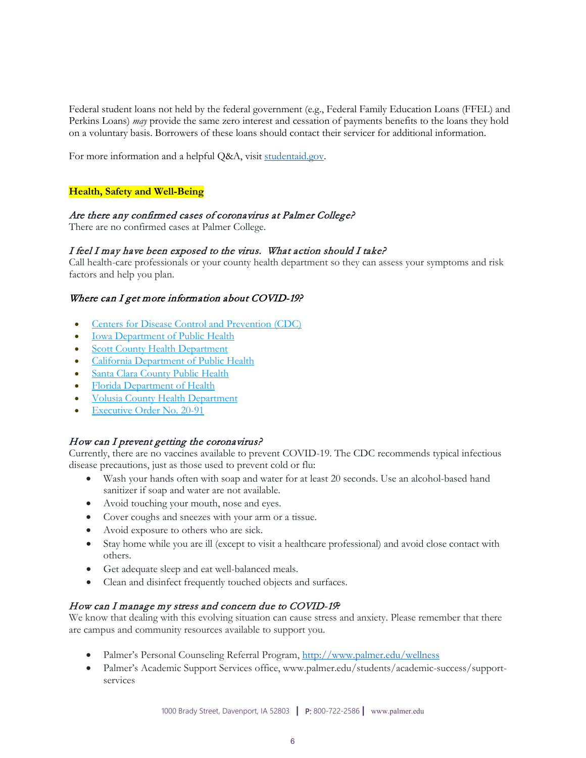Federal student loans not held by the federal government (e.g., Federal Family Education Loans (FFEL) and Perkins Loans) *may* provide the same zero interest and cessation of payments benefits to the loans they hold on a voluntary basis. Borrowers of these loans should contact their servicer for additional information.

For more information and a helpful Q&A, visit [studentaid.gov](studentaid.gov).

## **Health, Safety and Well-Being**

### *Are there any confirmed cases of coronavirus at Palmer College?*

There are no confirmed cases at Palmer College.

### *I feel I may have been exposed to the virus. What action should I take?*

Call health-care professionals or your county health department so they can assess your symptoms and risk factors and help you plan.

### *Where can I get more information about COVID-19?*

- Centers for Disease Control and Prevention (CDC)
- Iowa Department of Public Health
- Scott County Health Department
- California Department of Public Health
- Santa Clara County Public Health
- Florida Department of Health
- Volusia County Health Department
- Executive Order No. 20-91

### *How can I prevent getting the coronavirus?*

Currently, there are no vaccines available to prevent COVID-19. The CDC recommends typical infectious disease precautions, just as those used to prevent cold or flu:

- Wash your hands often with soap and water for at least 20 seconds. Use an alcohol-based hand sanitizer if soap and water are not available.
- Avoid touching your mouth, nose and eyes.
- Cover coughs and sneezes with your arm or a tissue.
- Avoid exposure to others who are sick.
- Stay home while you are ill (except to visit a healthcare professional) and avoid close contact with others.
- Get adequate sleep and eat well-balanced meals.
- Clean and disinfect frequently touched objects and surfaces.

### *How can I manage my stress and concern due to COVID-19?*

We know that dealing with this evolving situation can cause stress and anxiety. Please remember that there are campus and community resources available to support you.

- Palmer's Personal Counseling Referral Program, http://www.palmer.edu/wellness
- Palmer's Academic Support Services office, www.palmer.edu/students/academic-success/support-services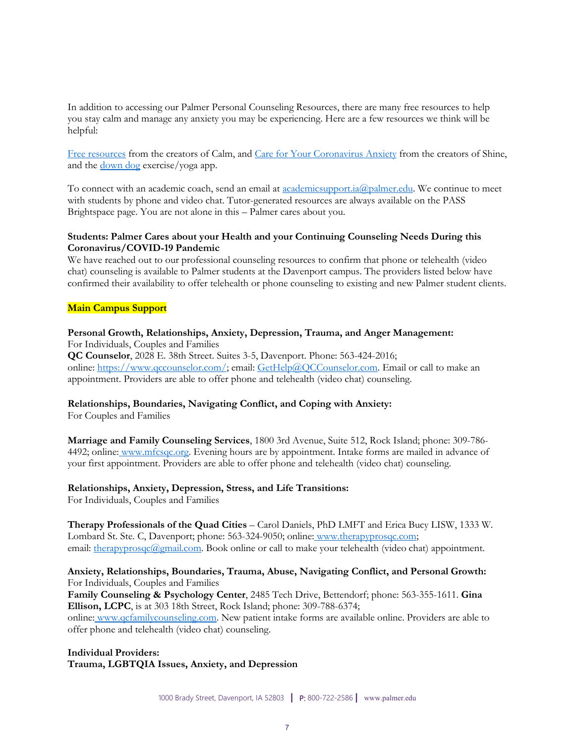In addition to accessing our Palmer Personal Counseling Resources, there are many free resources to help you stay calm and manage any anxiety you may be experiencing. Here are a few resources we think will be helpful:

[Free resources](#) from the creators of Calm, and [Care for Your Coronavirus Anxiety](#) from the creators of Shine, and the [down dog](#) exercise/yoga app.

To connect with an academic coach, send an email at [academicsupport.ia@palmer.edu](mailto:academicsupport.ia@palmer.edu). We continue to meet with students by phone and video chat. Tutor-generated resources are always available on the PASS Brightspace page. You are not alone in this – Palmer cares about you.

**Students: Palmer Cares about your Health and your Continuing Counseling Needs During this Coronavirus/COVID-19 Pandemic**

We have reached out to our professional counseling resources to confirm that phone or telehealth (video chat) counseling is available to Palmer students at the Davenport campus. The providers listed below have confirmed their availability to offer telehealth or phone counseling to existing and new Palmer student clients.

**Main Campus Support**

**Personal Growth, Relationships, Anxiety, Depression, Trauma, and Anger Management:**
For Individuals, Couples and Families
**QC Counselor**, 2028 E. 38th Street. Suites 3-5, Davenport. Phone: 563-424-2016; online: [https://www.qccounselor.com/](https://www.qccounselor.com/); email: [GetHelp@QCCounselor.com](mailto:GetHelp@QCCounselor.com). Email or call to make an appointment. Providers are able to offer phone and telehealth (video chat) counseling.

**Relationships, Boundaries, Navigating Conflict, and Coping with Anxiety:**
For Couples and Families

**Marriage and Family Counseling Services**, 1800 3rd Avenue, Suite 512, Rock Island; phone: 309-786-4492; online: [www.mfcsqc.org](http://www.mfcsqc.org). Evening hours are by appointment. Intake forms are mailed in advance of your first appointment. Providers are able to offer phone and telehealth (video chat) counseling.

**Relationships, Anxiety, Depression, Stress, and Life Transitions:**
For Individuals, Couples and Families

**Therapy Professionals of the Quad Cities** – Carol Daniels, PhD LMFT and Erica Bucy LISW, 1333 W. Lombard St. Ste. C, Davenport; phone: 563-324-9050; online: [www.therapyprosqc.com](http://www.therapyprosqc.com); email: [therapyprosqc@gmail.com](mailto:therapyprosqc@gmail.com). Book online or call to make your telehealth (video chat) appointment.

**Anxiety, Relationships, Boundaries, Trauma, Abuse, Navigating Conflict, and Personal Growth:**
For Individuals, Couples and Families
**Family Counseling & Psychology Center**, 2485 Tech Drive, Bettendorf; phone: 563-355-1611. **Gina Ellison, LCPC**, is at 303 18th Street, Rock Island; phone: 309-788-6374; online: [www.qcfamilycounseling.com](http://www.qcfamilycounseling.com). New patient intake forms are available online. Providers are able to offer phone and telehealth (video chat) counseling.

**Individual Providers:**
**Trauma, LGBTQIA Issues, Anxiety, and Depression**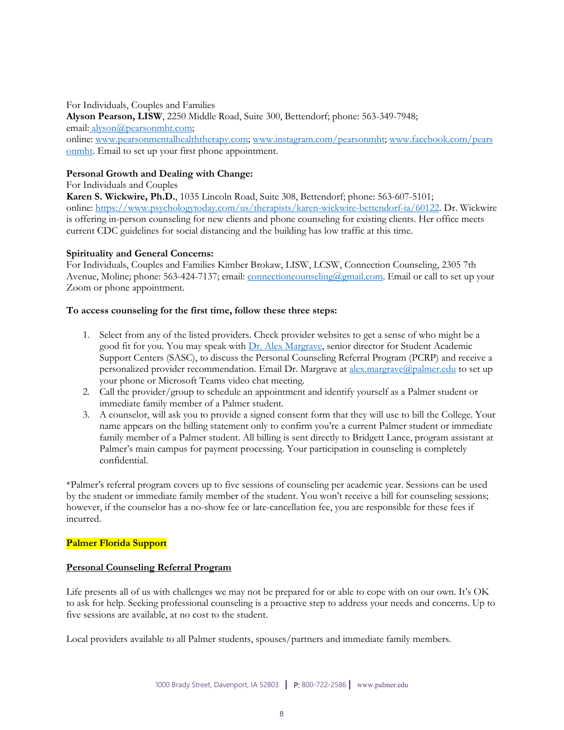For Individuals, Couples and Families
**Alyson Pearson, LISW**, 2250 Middle Road, Suite 300, Bettendorf; phone: 563-349-7948;
email: alyson@pearsonmht.com;
online: www.pearsonmentalhealththerapy.com; www.instagram.com/pearsonmht; www.facebook.com/pearsonmht. Email to set up your first phone appointment.

**Personal Growth and Dealing with Change:**
For Individuals and Couples
**Karen S. Wickwire, Ph.D.**, 1035 Lincoln Road, Suite 308, Bettendorf; phone: 563-607-5101;
online: https://www.psychologytoday.com/us/therapists/karen-wickwire-bettendorf-ia/60122. Dr. Wickwire is offering in-person counseling for new clients and phone counseling for existing clients. Her office meets current CDC guidelines for social distancing and the building has low traffic at this time.

**Spirituality and General Concerns:**
For Individuals, Couples and Families Kimber Brokaw, LISW, LCSW, Connection Counseling, 2305 7th Avenue, Moline; phone: 563-424-7137; email: connectioncounseling@gmail.com. Email or call to set up your Zoom or phone appointment.

**To access counseling for the first time, follow these three steps:**

1. Select from any of the listed providers. Check provider websites to get a sense of who might be a good fit for you. You may speak with Dr. Alex Margrave, senior director for Student Academic Support Centers (SASC), to discuss the Personal Counseling Referral Program (PCRP) and receive a personalized provider recommendation. Email Dr. Margrave at alex.margrave@palmer.edu to set up your phone or Microsoft Teams video chat meeting.
2. Call the provider/group to schedule an appointment and identify yourself as a Palmer student or immediate family member of a Palmer student.
3. A counselor, will ask you to provide a signed consent form that they will use to bill the College. Your name appears on the billing statement only to confirm you're a current Palmer student or immediate family member of a Palmer student. All billing is sent directly to Bridgett Lance, program assistant at Palmer's main campus for payment processing. Your participation in counseling is completely confidential.

*Palmer's referral program covers up to five sessions of counseling per academic year. Sessions can be used by the student or immediate family member of the student. You won't receive a bill for counseling sessions; however, if the counselor has a no-show fee or late-cancellation fee, you are responsible for these fees if incurred.

**Palmer Florida Support**

**Personal Counseling Referral Program**

Life presents all of us with challenges we may not be prepared for or able to cope with on our own. It's OK to ask for help. Seeking professional counseling is a proactive step to address your needs and concerns. Up to five sessions are available, at no cost to the student.

Local providers available to all Palmer students, spouses/partners and immediate family members.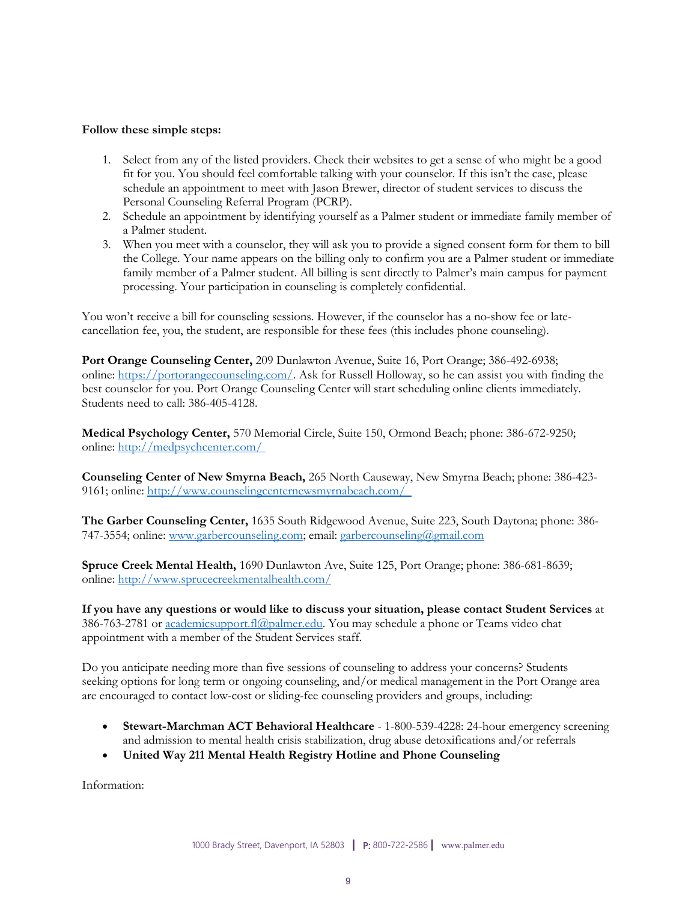**Follow these simple steps:**

1. Select from any of the listed providers. Check their websites to get a sense of who might be a good fit for you. You should feel comfortable talking with your counselor. If this isn't the case, please schedule an appointment to meet with Jason Brewer, director of student services to discuss the Personal Counseling Referral Program (PCRP).
2. Schedule an appointment by identifying yourself as a Palmer student or immediate family member of a Palmer student.
3. When you meet with a counselor, they will ask you to provide a signed consent form for them to bill the College. Your name appears on the billing only to confirm you are a Palmer student or immediate family member of a Palmer student. All billing is sent directly to Palmer's main campus for payment processing. Your participation in counseling is completely confidential.

You won't receive a bill for counseling sessions. However, if the counselor has a no-show fee or late-cancellation fee, you, the student, are responsible for these fees (this includes phone counseling).

**Port Orange Counseling Center,** 209 Dunlawton Avenue, Suite 16, Port Orange; 386-492-6938; online: https://portorangecounseling.com/. Ask for Russell Holloway, so he can assist you with finding the best counselor for you. Port Orange Counseling Center will start scheduling online clients immediately. Students need to call: 386-405-4128.

**Medical Psychology Center,** 570 Memorial Circle, Suite 150, Ormond Beach; phone: 386-672-9250; online: http://medpsychcenter.com/

**Counseling Center of New Smyrna Beach,** 265 North Causeway, New Smyrna Beach; phone: 386-423-9161; online: http://www.counselingcenternewsmyrnabeach.com/

**The Garber Counseling Center,** 1635 South Ridgewood Avenue, Suite 223, South Daytona; phone: 386-747-3554; online: www.garbercounseling.com; email: garbercounseling@gmail.com

**Spruce Creek Mental Health,** 1690 Dunlawton Ave, Suite 125, Port Orange; phone: 386-681-8639; online: http://www.sprucecreekmentalhealth.com/

**If you have any questions or would like to discuss your situation, please contact Student Services** at 386-763-2781 or academicsupport.fl@palmer.edu. You may schedule a phone or Teams video chat appointment with a member of the Student Services staff.

Do you anticipate needing more than five sessions of counseling to address your concerns? Students seeking options for long term or ongoing counseling, and/or medical management in the Port Orange area are encouraged to contact low-cost or sliding-fee counseling providers and groups, including:

- **Stewart-Marchman ACT Behavioral Healthcare** - 1-800-539-4228: 24-hour emergency screening and admission to mental health crisis stabilization, drug abuse detoxifications and/or referrals
- **United Way 211 Mental Health Registry Hotline and Phone Counseling**

Information: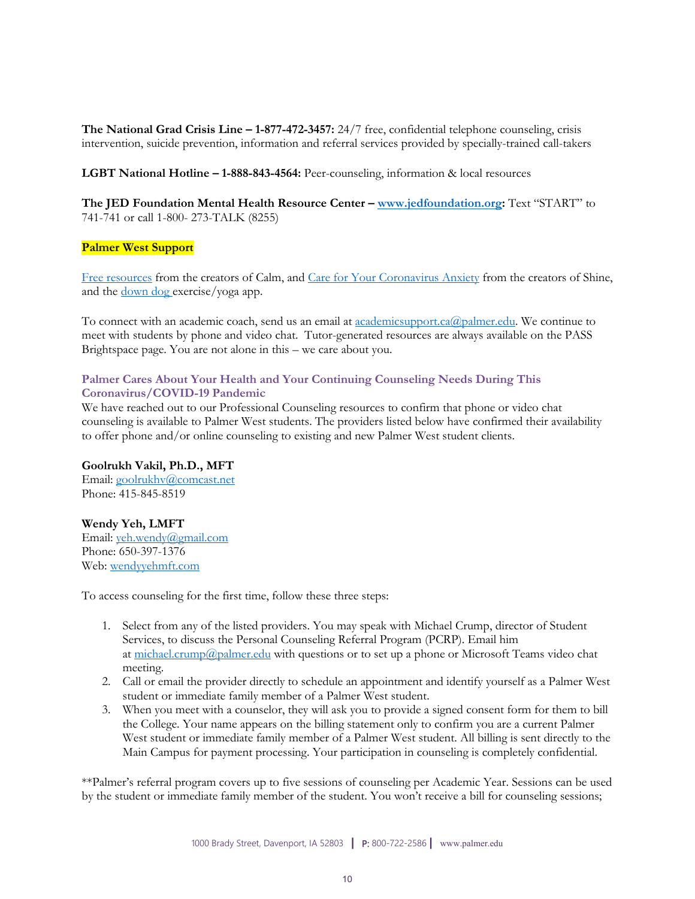**The National Grad Crisis Line – 1-877-472-3457:** 24/7 free, confidential telephone counseling, crisis intervention, suicide prevention, information and referral services provided by specially-trained call-takers

**LGBT National Hotline – 1-888-843-4564:** Peer-counseling, information & local resources

**The JED Foundation Mental Health Resource Center – www.jedfoundation.org:** Text "START" to 741-741 or call 1-800- 273-TALK (8255)

**Palmer West Support**

Free resources from the creators of Calm, and Care for Your Coronavirus Anxiety from the creators of Shine, and the down dog exercise/yoga app.

To connect with an academic coach, send us an email at academicsupport.ca@palmer.edu. We continue to meet with students by phone and video chat. Tutor-generated resources are always available on the PASS Brightspace page. You are not alone in this – we care about you.

### Palmer Cares About Your Health and Your Continuing Counseling Needs During This Coronavirus/COVID-19 Pandemic

We have reached out to our Professional Counseling resources to confirm that phone or video chat counseling is available to Palmer West students. The providers listed below have confirmed their availability to offer phone and/or online counseling to existing and new Palmer West student clients.

**Goolrukh Vakil, Ph.D., MFT**
Email: goolrukhv@comcast.net
Phone: 415-845-8519

**Wendy Yeh, LMFT**
Email: yeh.wendy@gmail.com
Phone: 650-397-1376
Web: wendyyehmft.com

To access counseling for the first time, follow these three steps:

1. Select from any of the listed providers. You may speak with Michael Crump, director of Student Services, to discuss the Personal Counseling Referral Program (PCRP). Email him at michael.crump@palmer.edu with questions or to set up a phone or Microsoft Teams video chat meeting.
2. Call or email the provider directly to schedule an appointment and identify yourself as a Palmer West student or immediate family member of a Palmer West student.
3. When you meet with a counselor, they will ask you to provide a signed consent form for them to bill the College. Your name appears on the billing statement only to confirm you are a current Palmer West student or immediate family member of a Palmer West student. All billing is sent directly to the Main Campus for payment processing. Your participation in counseling is completely confidential.

**Palmer's referral program covers up to five sessions of counseling per Academic Year. Sessions can be used by the student or immediate family member of the student. You won't receive a bill for counseling sessions;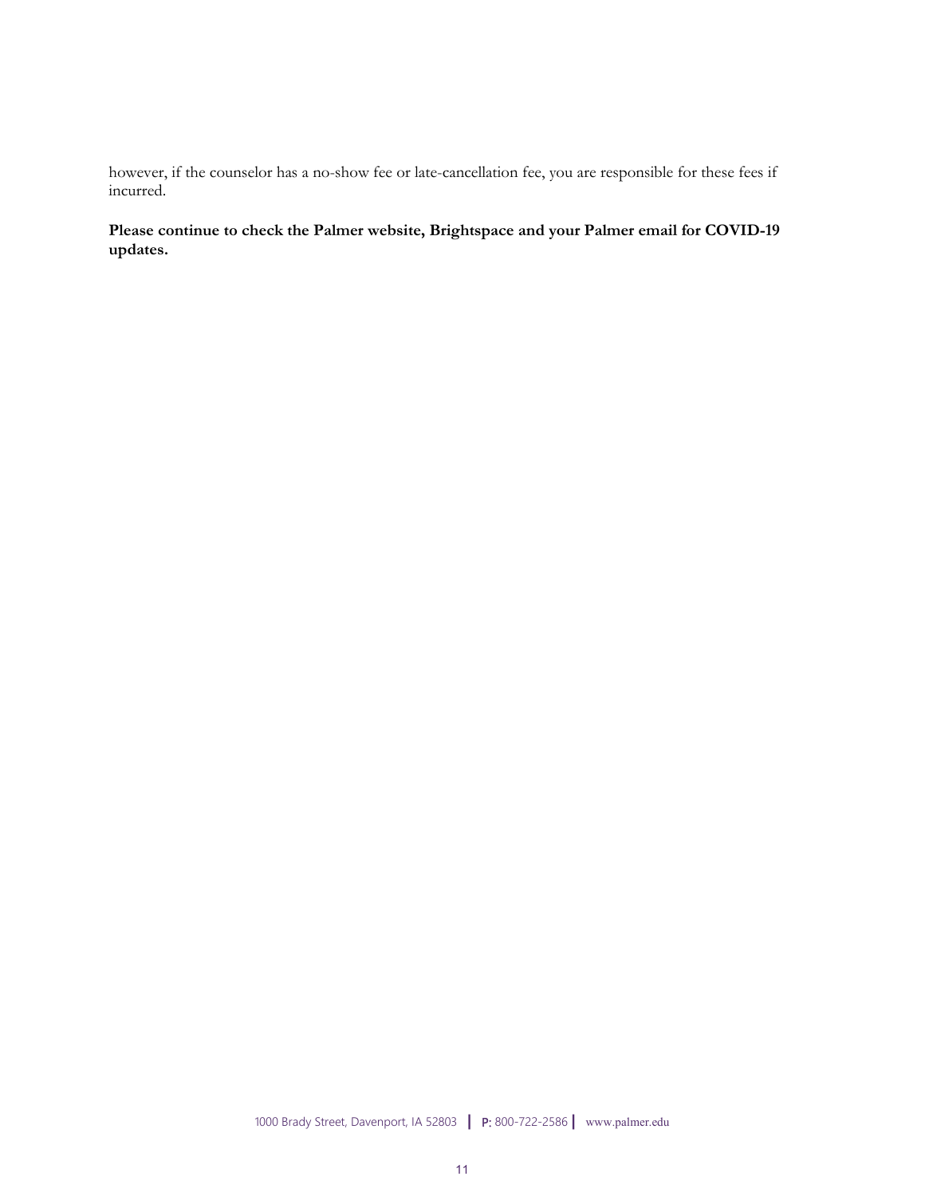however, if the counselor has a no-show fee or late-cancellation fee, you are responsible for these fees if incurred.

**Please continue to check the Palmer website, Brightspace and your Palmer email for COVID-19 updates.**